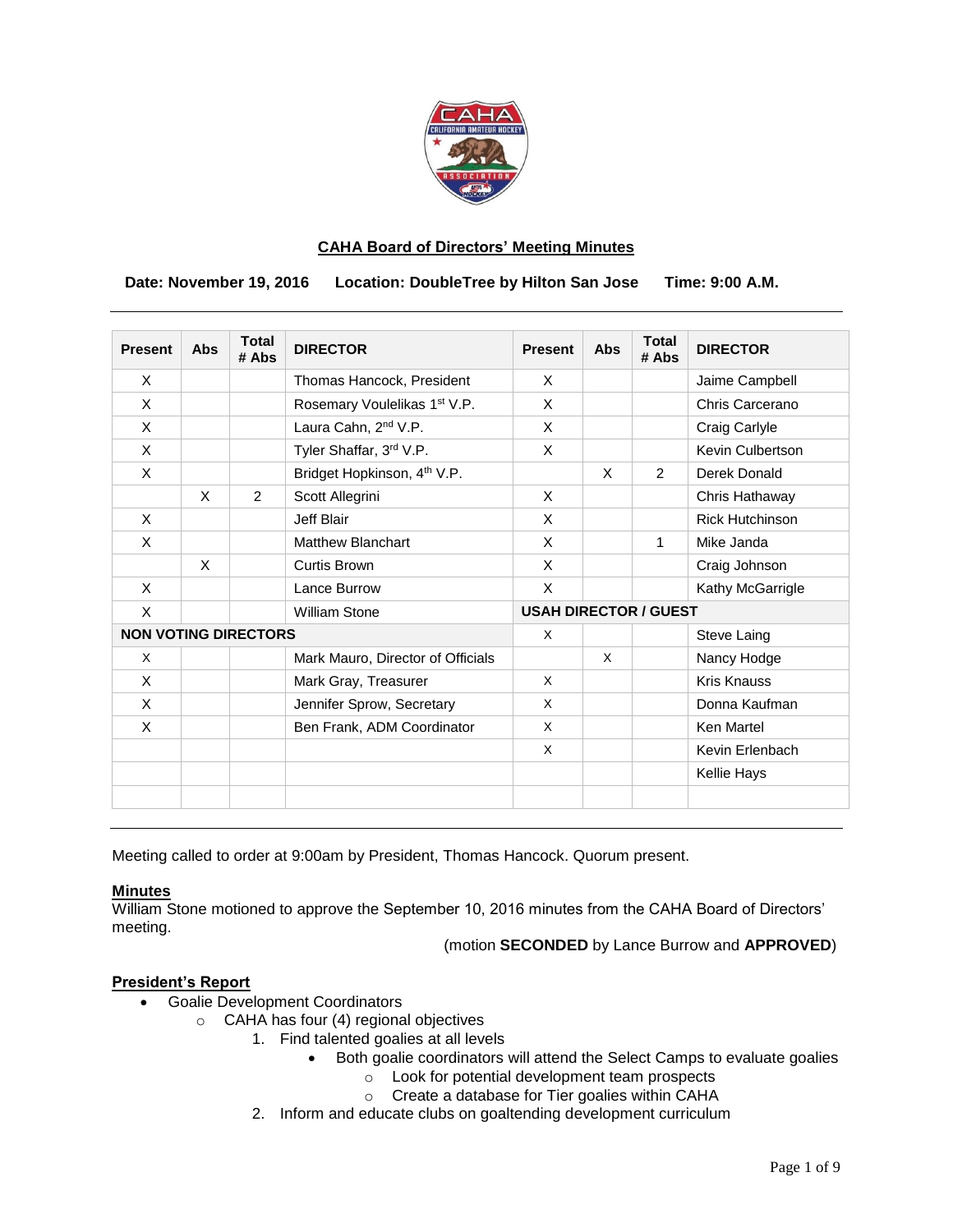## CAHA Board of Directors' Meeting Minutes

**Date: November 19, 2016 Location: DoubleTree by Hilton San Jose Time: 9:00 A.M.**

| Present | Abs | Total # Abs | DIRECTOR | Present | Abs | Total # Abs | DIRECTOR |
|---|---|---|---|---|---|---|---|
| X | | | Thomas Hancock, President | X | | | Jaime Campbell |
| X | | | Rosemary Voulelikas 1st V.P. | X | | | Chris Carcerano |
| X | | | Laura Cahn, 2nd V.P. | X | | | Craig Carlyle |
| X | | | Tyler Shaffar, 3rd V.P. | X | | | Kevin Culbertson |
| X | | | Bridget Hopkinson, 4th V.P. | | X | 2 | Derek Donald |
| | X | 2 | Scott Allegrini | X | | | Chris Hathaway |
| X | | | Jeff Blair | X | | | Rick Hutchinson |
| X | | | Matthew Blanchart | X | | 1 | Mike Janda |
| | X | | Curtis Brown | X | | | Craig Johnson |
| X | | | Lance Burrow | X | | | Kathy McGarrigle |
| X | | | William Stone | **USAH DIRECTOR / GUEST** | | | |
| **NON VOTING DIRECTORS** | | | | X | | | Steve Laing |
| X | | | Mark Mauro, Director of Officials | | X | | Nancy Hodge |
| X | | | Mark Gray, Treasurer | X | | | Kris Knauss |
| X | | | Jennifer Sprow, Secretary | X | | | Donna Kaufman |
| X | | | Ben Frank, ADM Coordinator | X | | | Ken Martel |
| | | | | X | | | Kevin Erlenbach |
| | | | | | | | Kellie Hays |

Meeting called to order at 9:00am by President, Thomas Hancock. Quorum present.

**Minutes**

William Stone motioned to approve the September 10, 2016 minutes from the CAHA Board of Directors' meeting.

(motion **SECONDED** by Lance Burrow and **APPROVED**)

**President's Report**

- Goalie Development Coordinators
  - CAHA has four (4) regional objectives
    1. Find talented goalies at all levels
       - Both goalie coordinators will attend the Select Camps to evaluate goalies
         - Look for potential development team prospects
         - Create a database for Tier goalies within CAHA
    2. Inform and educate clubs on goaltending development curriculum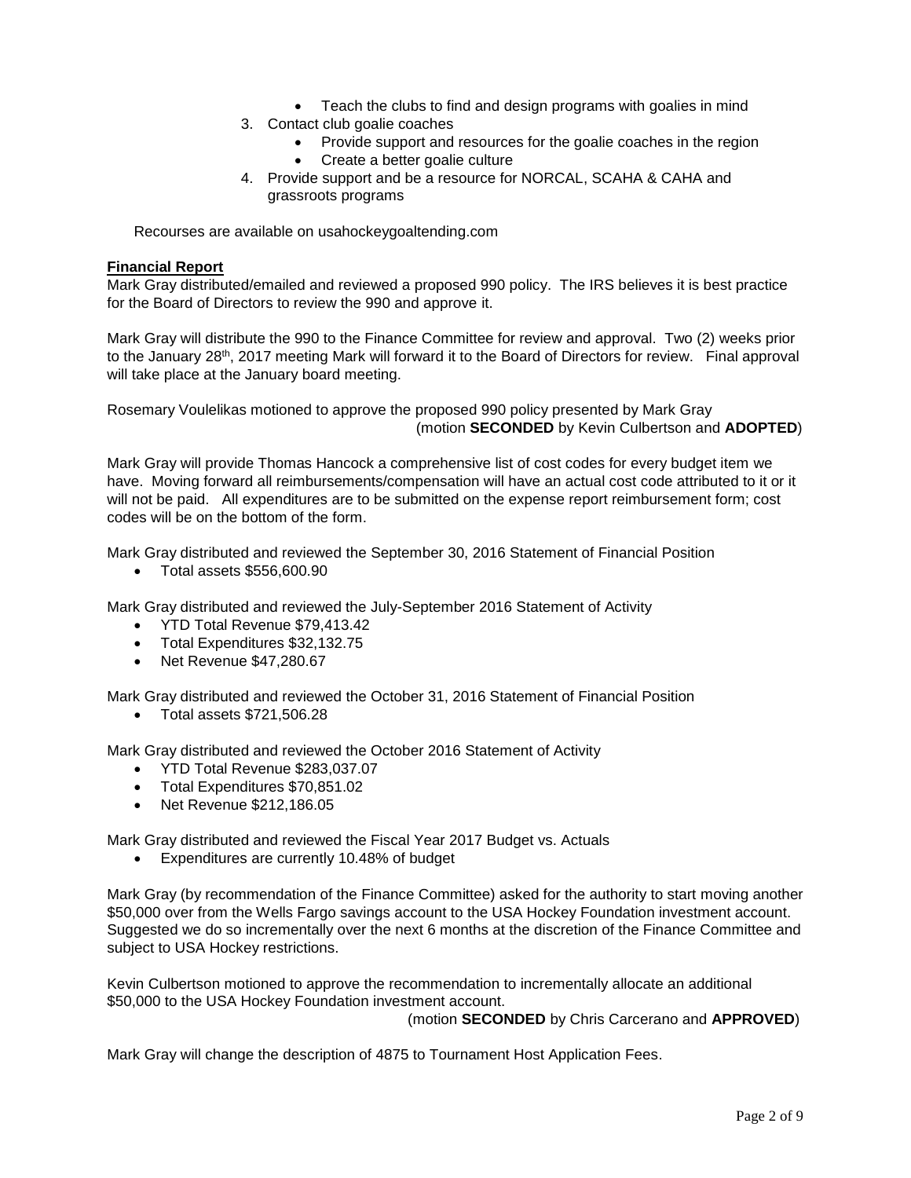- Teach the clubs to find and design programs with goalies in mind

3. Contact club goalie coaches
   - Provide support and resources for the goalie coaches in the region
   - Create a better goalie culture
4. Provide support and be a resource for NORCAL, SCAHA & CAHA and grassroots programs

Recourses are available on usahockeygoaltending.com

**Financial Report**

Mark Gray distributed/emailed and reviewed a proposed 990 policy. The IRS believes it is best practice for the Board of Directors to review the 990 and approve it.

Mark Gray will distribute the 990 to the Finance Committee for review and approval. Two (2) weeks prior to the January 28th, 2017 meeting Mark will forward it to the Board of Directors for review. Final approval will take place at the January board meeting.

Rosemary Voulelikas motioned to approve the proposed 990 policy presented by Mark Gray (motion **SECONDED** by Kevin Culbertson and **ADOPTED**)

Mark Gray will provide Thomas Hancock a comprehensive list of cost codes for every budget item we have. Moving forward all reimbursements/compensation will have an actual cost code attributed to it or it will not be paid. All expenditures are to be submitted on the expense report reimbursement form; cost codes will be on the bottom of the form.

Mark Gray distributed and reviewed the September 30, 2016 Statement of Financial Position

- Total assets $556,600.90

Mark Gray distributed and reviewed the July-September 2016 Statement of Activity

- YTD Total Revenue $79,413.42
- Total Expenditures $32,132.75
- Net Revenue $47,280.67

Mark Gray distributed and reviewed the October 31, 2016 Statement of Financial Position

- Total assets $721,506.28

Mark Gray distributed and reviewed the October 2016 Statement of Activity

- YTD Total Revenue $283,037.07
- Total Expenditures $70,851.02
- Net Revenue $212,186.05

Mark Gray distributed and reviewed the Fiscal Year 2017 Budget vs. Actuals

- Expenditures are currently 10.48% of budget

Mark Gray (by recommendation of the Finance Committee) asked for the authority to start moving another $50,000 over from the Wells Fargo savings account to the USA Hockey Foundation investment account. Suggested we do so incrementally over the next 6 months at the discretion of the Finance Committee and subject to USA Hockey restrictions.

Kevin Culbertson motioned to approve the recommendation to incrementally allocate an additional $50,000 to the USA Hockey Foundation investment account.
(motion **SECONDED** by Chris Carcerano and **APPROVED**)

Mark Gray will change the description of 4875 to Tournament Host Application Fees.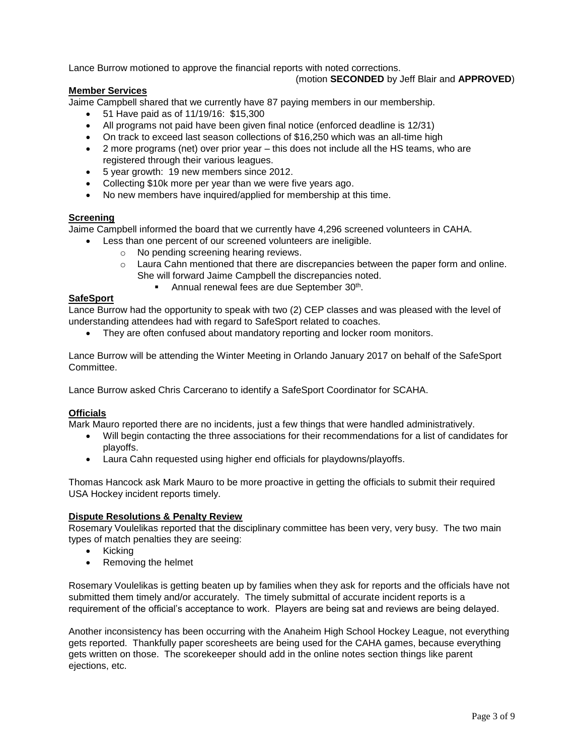Lance Burrow motioned to approve the financial reports with noted corrections.

(motion **SECONDED** by Jeff Blair and **APPROVED**)

**Member Services**

Jaime Campbell shared that we currently have 87 paying members in our membership.

- 51 Have paid as of 11/19/16: $15,300
- All programs not paid have been given final notice (enforced deadline is 12/31)
- On track to exceed last season collections of $16,250 which was an all-time high
- 2 more programs (net) over prior year – this does not include all the HS teams, who are registered through their various leagues.
- 5 year growth: 19 new members since 2012.
- Collecting $10k more per year than we were five years ago.
- No new members have inquired/applied for membership at this time.

**Screening**

Jaime Campbell informed the board that we currently have 4,296 screened volunteers in CAHA.

- Less than one percent of our screened volunteers are ineligible.
  - No pending screening hearing reviews.
  - Laura Cahn mentioned that there are discrepancies between the paper form and online. She will forward Jaime Campbell the discrepancies noted.
    - Annual renewal fees are due September 30th.

**SafeSport**

Lance Burrow had the opportunity to speak with two (2) CEP classes and was pleased with the level of understanding attendees had with regard to SafeSport related to coaches.

- They are often confused about mandatory reporting and locker room monitors.

Lance Burrow will be attending the Winter Meeting in Orlando January 2017 on behalf of the SafeSport Committee.

Lance Burrow asked Chris Carcerano to identify a SafeSport Coordinator for SCAHA.

**Officials**

Mark Mauro reported there are no incidents, just a few things that were handled administratively.

- Will begin contacting the three associations for their recommendations for a list of candidates for playoffs.
- Laura Cahn requested using higher end officials for playdowns/playoffs.

Thomas Hancock ask Mark Mauro to be more proactive in getting the officials to submit their required USA Hockey incident reports timely.

**Dispute Resolutions & Penalty Review**

Rosemary Voulelikas reported that the disciplinary committee has been very, very busy. The two main types of match penalties they are seeing:

- Kicking
- Removing the helmet

Rosemary Voulelikas is getting beaten up by families when they ask for reports and the officials have not submitted them timely and/or accurately. The timely submittal of accurate incident reports is a requirement of the official's acceptance to work. Players are being sat and reviews are being delayed.

Another inconsistency has been occurring with the Anaheim High School Hockey League, not everything gets reported. Thankfully paper scoresheets are being used for the CAHA games, because everything gets written on those. The scorekeeper should add in the online notes section things like parent ejections, etc.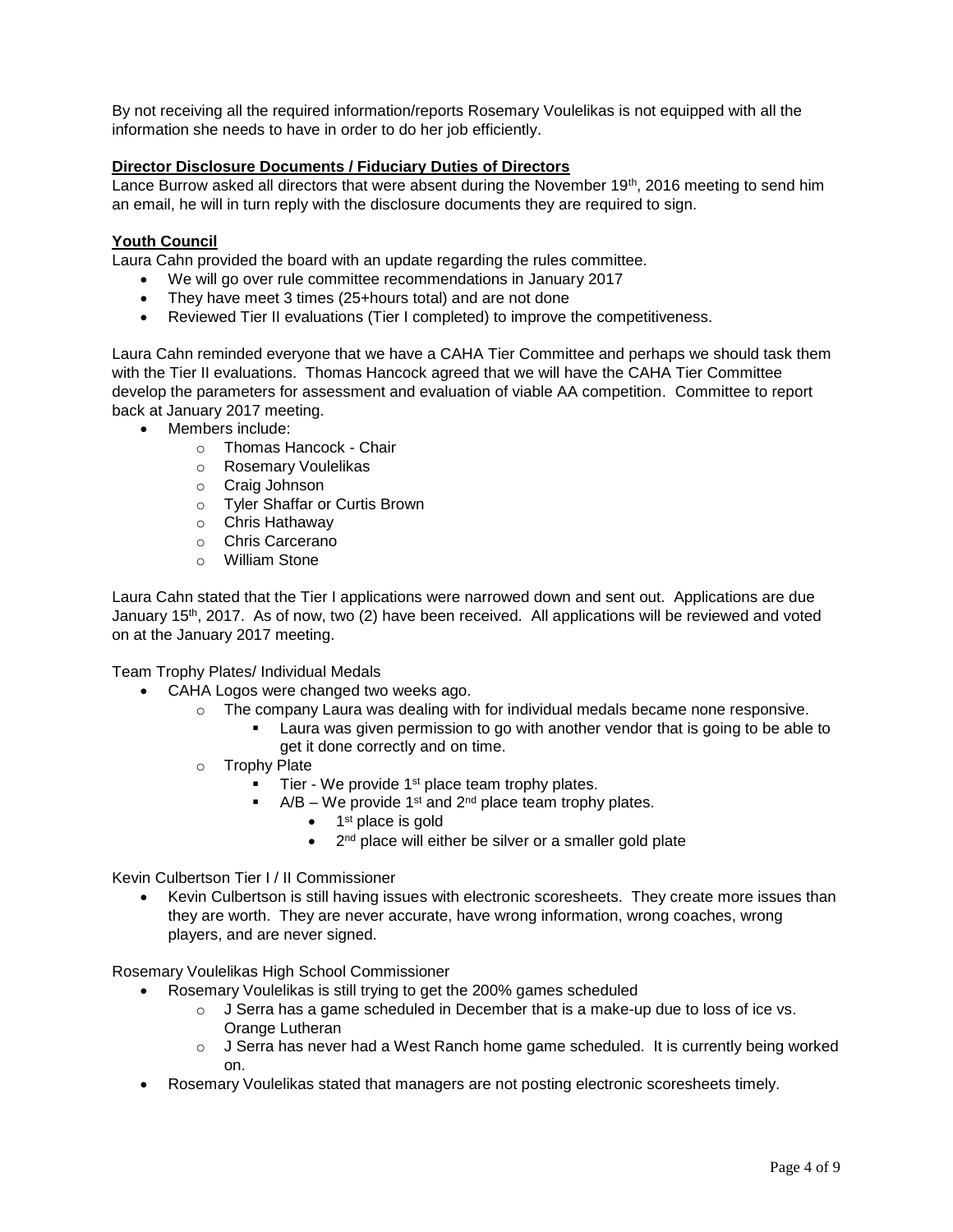By not receiving all the required information/reports Rosemary Voulelikas is not equipped with all the information she needs to have in order to do her job efficiently.

**Director Disclosure Documents / Fiduciary Duties of Directors**

Lance Burrow asked all directors that were absent during the November 19th, 2016 meeting to send him an email, he will in turn reply with the disclosure documents they are required to sign.

**Youth Council**

Laura Cahn provided the board with an update regarding the rules committee.

- We will go over rule committee recommendations in January 2017
- They have meet 3 times (25+hours total) and are not done
- Reviewed Tier II evaluations (Tier I completed) to improve the competitiveness.

Laura Cahn reminded everyone that we have a CAHA Tier Committee and perhaps we should task them with the Tier II evaluations. Thomas Hancock agreed that we will have the CAHA Tier Committee develop the parameters for assessment and evaluation of viable AA competition. Committee to report back at January 2017 meeting.

- Members include:
  - Thomas Hancock - Chair
  - Rosemary Voulelikas
  - Craig Johnson
  - Tyler Shaffar or Curtis Brown
  - Chris Hathaway
  - Chris Carcerano
  - William Stone

Laura Cahn stated that the Tier I applications were narrowed down and sent out. Applications are due January 15th, 2017. As of now, two (2) have been received. All applications will be reviewed and voted on at the January 2017 meeting.

Team Trophy Plates/ Individual Medals

- CAHA Logos were changed two weeks ago.
  - The company Laura was dealing with for individual medals became none responsive.
    - Laura was given permission to go with another vendor that is going to be able to get it done correctly and on time.
  - Trophy Plate
    - Tier - We provide 1st place team trophy plates.
    - A/B – We provide 1st and 2nd place team trophy plates.
      - 1st place is gold
      - 2nd place will either be silver or a smaller gold plate

Kevin Culbertson Tier I / II Commissioner

- Kevin Culbertson is still having issues with electronic scoresheets. They create more issues than they are worth. They are never accurate, have wrong information, wrong coaches, wrong players, and are never signed.

Rosemary Voulelikas High School Commissioner

- Rosemary Voulelikas is still trying to get the 200% games scheduled
  - J Serra has a game scheduled in December that is a make-up due to loss of ice vs. Orange Lutheran
  - J Serra has never had a West Ranch home game scheduled. It is currently being worked on.
- Rosemary Voulelikas stated that managers are not posting electronic scoresheets timely.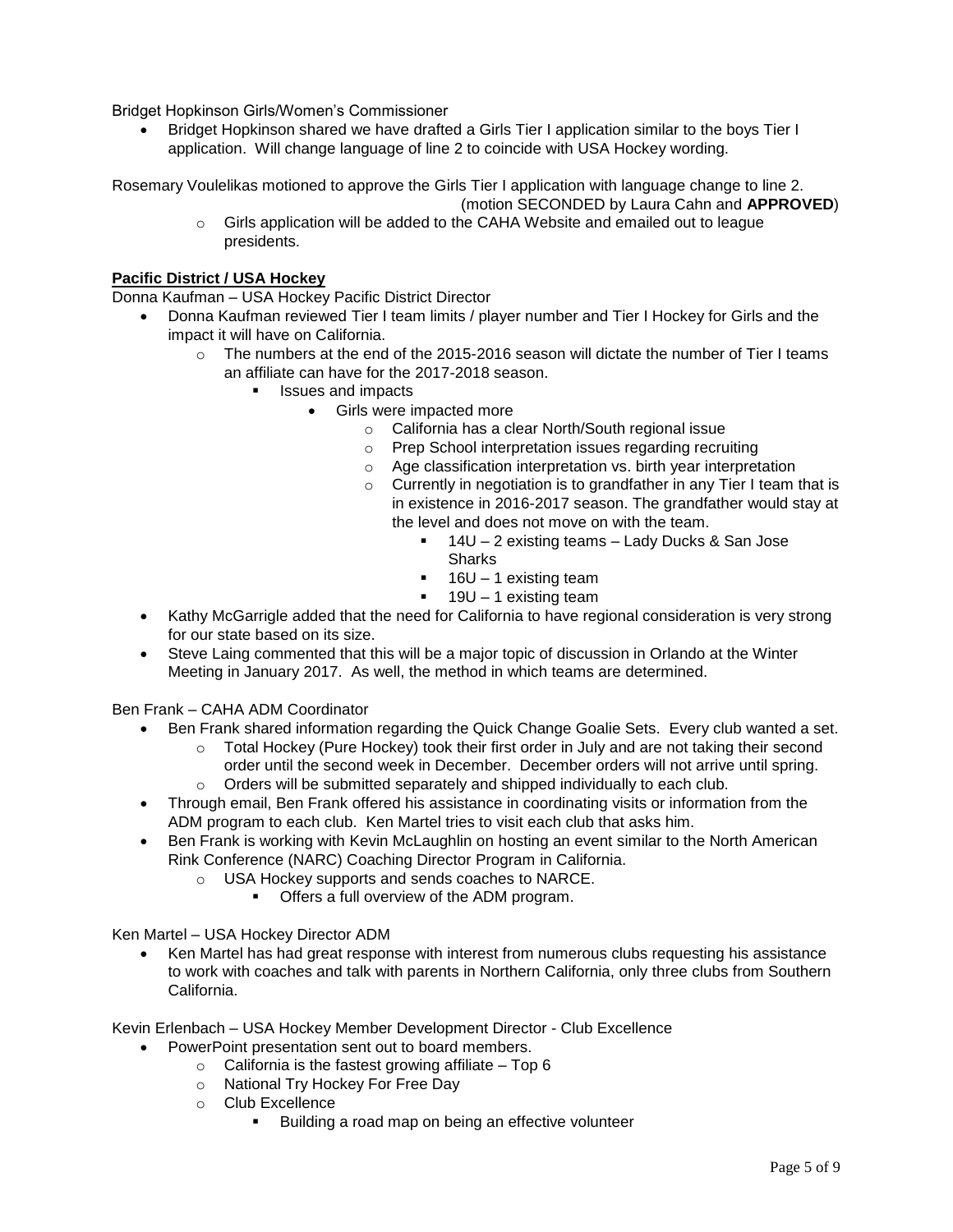Bridget Hopkinson Girls/Women's Commissioner

- Bridget Hopkinson shared we have drafted a Girls Tier I application similar to the boys Tier I application. Will change language of line 2 to coincide with USA Hockey wording.

Rosemary Voulelikas motioned to approve the Girls Tier I application with language change to line 2. (motion SECONDED by Laura Cahn and **APPROVED**)

  - Girls application will be added to the CAHA Website and emailed out to league presidents.

**Pacific District / USA Hockey**

Donna Kaufman – USA Hockey Pacific District Director

- Donna Kaufman reviewed Tier I team limits / player number and Tier I Hockey for Girls and the impact it will have on California.
  - The numbers at the end of the 2015-2016 season will dictate the number of Tier I teams an affiliate can have for the 2017-2018 season.
    - Issues and impacts
      - Girls were impacted more
        - California has a clear North/South regional issue
        - Prep School interpretation issues regarding recruiting
        - Age classification interpretation vs. birth year interpretation
        - Currently in negotiation is to grandfather in any Tier I team that is in existence in 2016-2017 season. The grandfather would stay at the level and does not move on with the team.
          - 14U – 2 existing teams – Lady Ducks & San Jose Sharks
          - 16U – 1 existing team
          - 19U – 1 existing team
- Kathy McGarrigle added that the need for California to have regional consideration is very strong for our state based on its size.
- Steve Laing commented that this will be a major topic of discussion in Orlando at the Winter Meeting in January 2017. As well, the method in which teams are determined.

Ben Frank – CAHA ADM Coordinator

- Ben Frank shared information regarding the Quick Change Goalie Sets. Every club wanted a set.
  - Total Hockey (Pure Hockey) took their first order in July and are not taking their second order until the second week in December. December orders will not arrive until spring.
  - Orders will be submitted separately and shipped individually to each club.
- Through email, Ben Frank offered his assistance in coordinating visits or information from the ADM program to each club. Ken Martel tries to visit each club that asks him.
- Ben Frank is working with Kevin McLaughlin on hosting an event similar to the North American Rink Conference (NARC) Coaching Director Program in California.
  - USA Hockey supports and sends coaches to NARCE.
    - Offers a full overview of the ADM program.

Ken Martel – USA Hockey Director ADM

- Ken Martel has had great response with interest from numerous clubs requesting his assistance to work with coaches and talk with parents in Northern California, only three clubs from Southern California.

Kevin Erlenbach – USA Hockey Member Development Director - Club Excellence

- PowerPoint presentation sent out to board members.
  - California is the fastest growing affiliate – Top 6
  - National Try Hockey For Free Day
  - Club Excellence
    - Building a road map on being an effective volunteer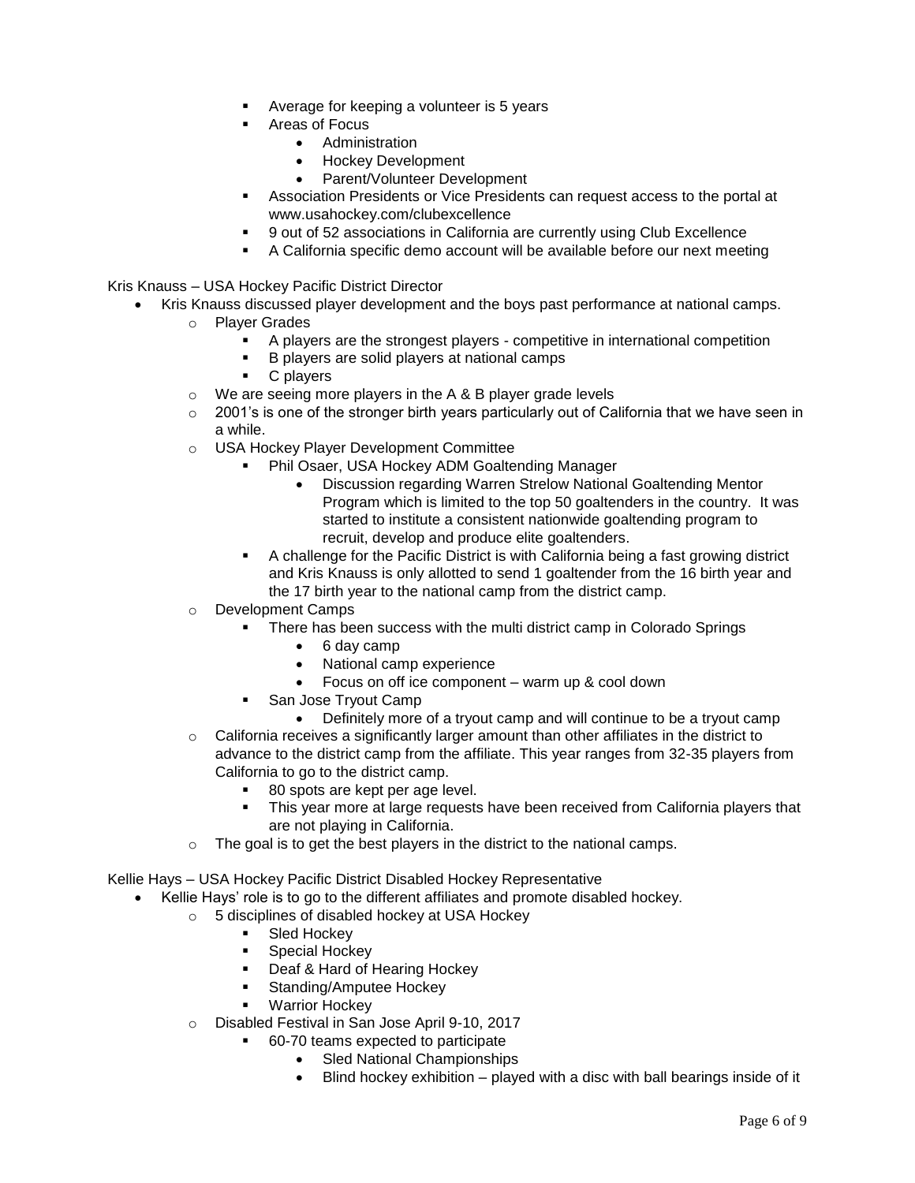- Average for keeping a volunteer is 5 years
- Areas of Focus
  - Administration
  - Hockey Development
  - Parent/Volunteer Development
- Association Presidents or Vice Presidents can request access to the portal at www.usahockey.com/clubexcellence
- 9 out of 52 associations in California are currently using Club Excellence
- A California specific demo account will be available before our next meeting

Kris Knauss – USA Hockey Pacific District Director

- Kris Knauss discussed player development and the boys past performance at national camps.
  - Player Grades
    - A players are the strongest players - competitive in international competition
    - B players are solid players at national camps
    - C players
  - We are seeing more players in the A & B player grade levels
  - 2001's is one of the stronger birth years particularly out of California that we have seen in a while.
  - USA Hockey Player Development Committee
    - Phil Osaer, USA Hockey ADM Goaltending Manager
      - Discussion regarding Warren Strelow National Goaltending Mentor Program which is limited to the top 50 goaltenders in the country. It was started to institute a consistent nationwide goaltending program to recruit, develop and produce elite goaltenders.
    - A challenge for the Pacific District is with California being a fast growing district and Kris Knauss is only allotted to send 1 goaltender from the 16 birth year and the 17 birth year to the national camp from the district camp.
  - Development Camps
    - There has been success with the multi district camp in Colorado Springs
      - 6 day camp
      - National camp experience
      - Focus on off ice component – warm up & cool down
    - San Jose Tryout Camp
      - Definitely more of a tryout camp and will continue to be a tryout camp
  - California receives a significantly larger amount than other affiliates in the district to advance to the district camp from the affiliate. This year ranges from 32-35 players from California to go to the district camp.
    - 80 spots are kept per age level.
    - This year more at large requests have been received from California players that are not playing in California.
  - The goal is to get the best players in the district to the national camps.

Kellie Hays – USA Hockey Pacific District Disabled Hockey Representative

- Kellie Hays' role is to go to the different affiliates and promote disabled hockey.
  - 5 disciplines of disabled hockey at USA Hockey
    - Sled Hockey
    - Special Hockey
    - Deaf & Hard of Hearing Hockey
    - Standing/Amputee Hockey
    - Warrior Hockey
  - Disabled Festival in San Jose April 9-10, 2017
    - 60-70 teams expected to participate
      - Sled National Championships
      - Blind hockey exhibition – played with a disc with ball bearings inside of it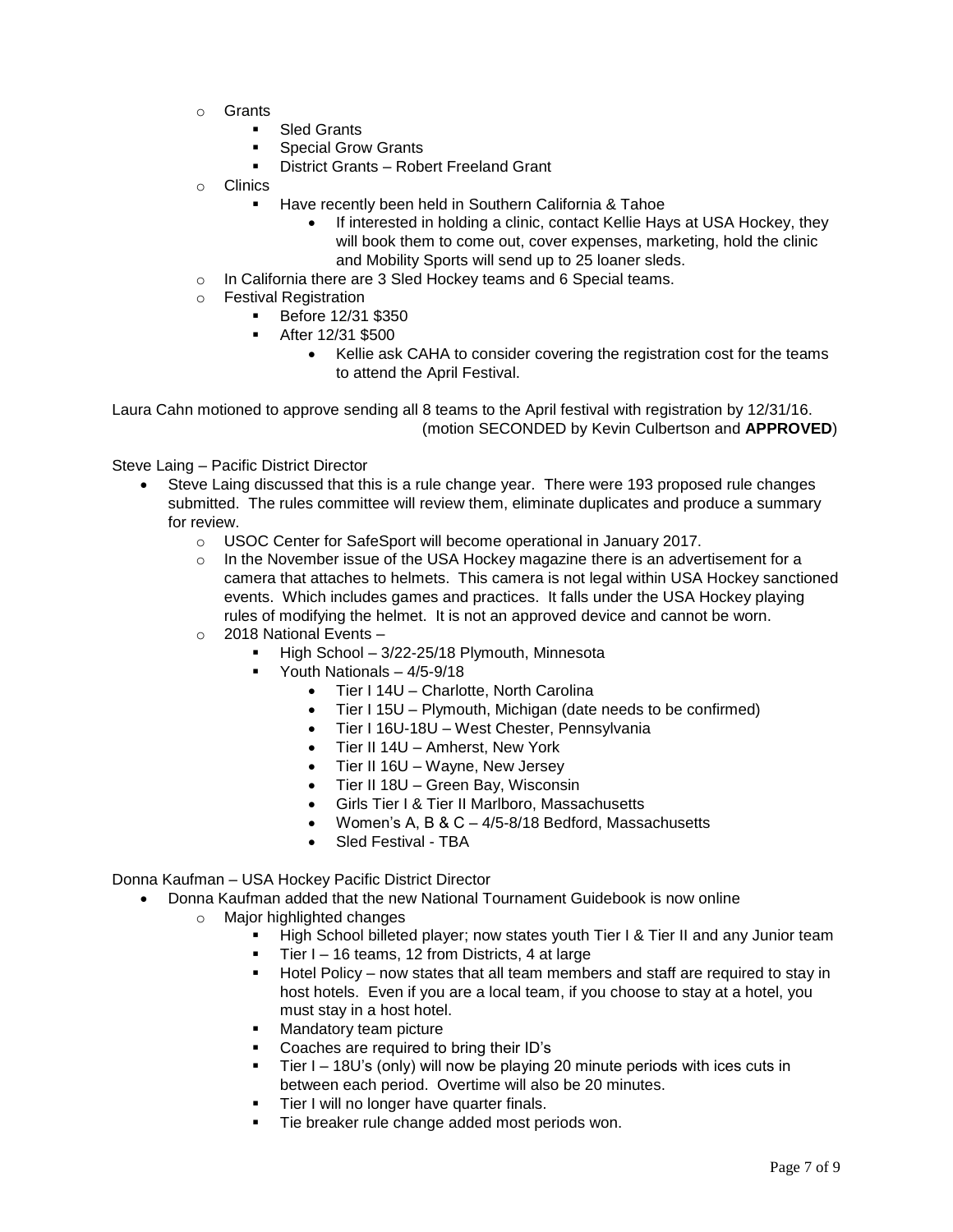- Grants
  - Sled Grants
  - Special Grow Grants
  - District Grants – Robert Freeland Grant
- Clinics
  - Have recently been held in Southern California & Tahoe
    - If interested in holding a clinic, contact Kellie Hays at USA Hockey, they will book them to come out, cover expenses, marketing, hold the clinic and Mobility Sports will send up to 25 loaner sleds.
- In California there are 3 Sled Hockey teams and 6 Special teams.
- Festival Registration
  - Before 12/31 $350
  - After 12/31 $500
    - Kellie ask CAHA to consider covering the registration cost for the teams to attend the April Festival.

Laura Cahn motioned to approve sending all 8 teams to the April festival with registration by 12/31/16. (motion SECONDED by Kevin Culbertson and **APPROVED**)

Steve Laing – Pacific District Director

- Steve Laing discussed that this is a rule change year. There were 193 proposed rule changes submitted. The rules committee will review them, eliminate duplicates and produce a summary for review.
  - USOC Center for SafeSport will become operational in January 2017.
  - In the November issue of the USA Hockey magazine there is an advertisement for a camera that attaches to helmets. This camera is not legal within USA Hockey sanctioned events. Which includes games and practices. It falls under the USA Hockey playing rules of modifying the helmet. It is not an approved device and cannot be worn.
  - 2018 National Events –
    - High School – 3/22-25/18 Plymouth, Minnesota
    - Youth Nationals – 4/5-9/18
      - Tier I 14U – Charlotte, North Carolina
      - Tier I 15U – Plymouth, Michigan (date needs to be confirmed)
      - Tier I 16U-18U – West Chester, Pennsylvania
      - Tier II 14U – Amherst, New York
      - Tier II 16U – Wayne, New Jersey
      - Tier II 18U – Green Bay, Wisconsin
      - Girls Tier I & Tier II Marlboro, Massachusetts
      - Women's A, B & C – 4/5-8/18 Bedford, Massachusetts
      - Sled Festival - TBA

Donna Kaufman – USA Hockey Pacific District Director

- Donna Kaufman added that the new National Tournament Guidebook is now online
  - Major highlighted changes
    - High School billeted player; now states youth Tier I & Tier II and any Junior team
    - Tier I – 16 teams, 12 from Districts, 4 at large
    - Hotel Policy – now states that all team members and staff are required to stay in host hotels. Even if you are a local team, if you choose to stay at a hotel, you must stay in a host hotel.
    - Mandatory team picture
    - Coaches are required to bring their ID's
    - Tier I – 18U's (only) will now be playing 20 minute periods with ices cuts in between each period. Overtime will also be 20 minutes.
    - Tier I will no longer have quarter finals.
    - Tie breaker rule change added most periods won.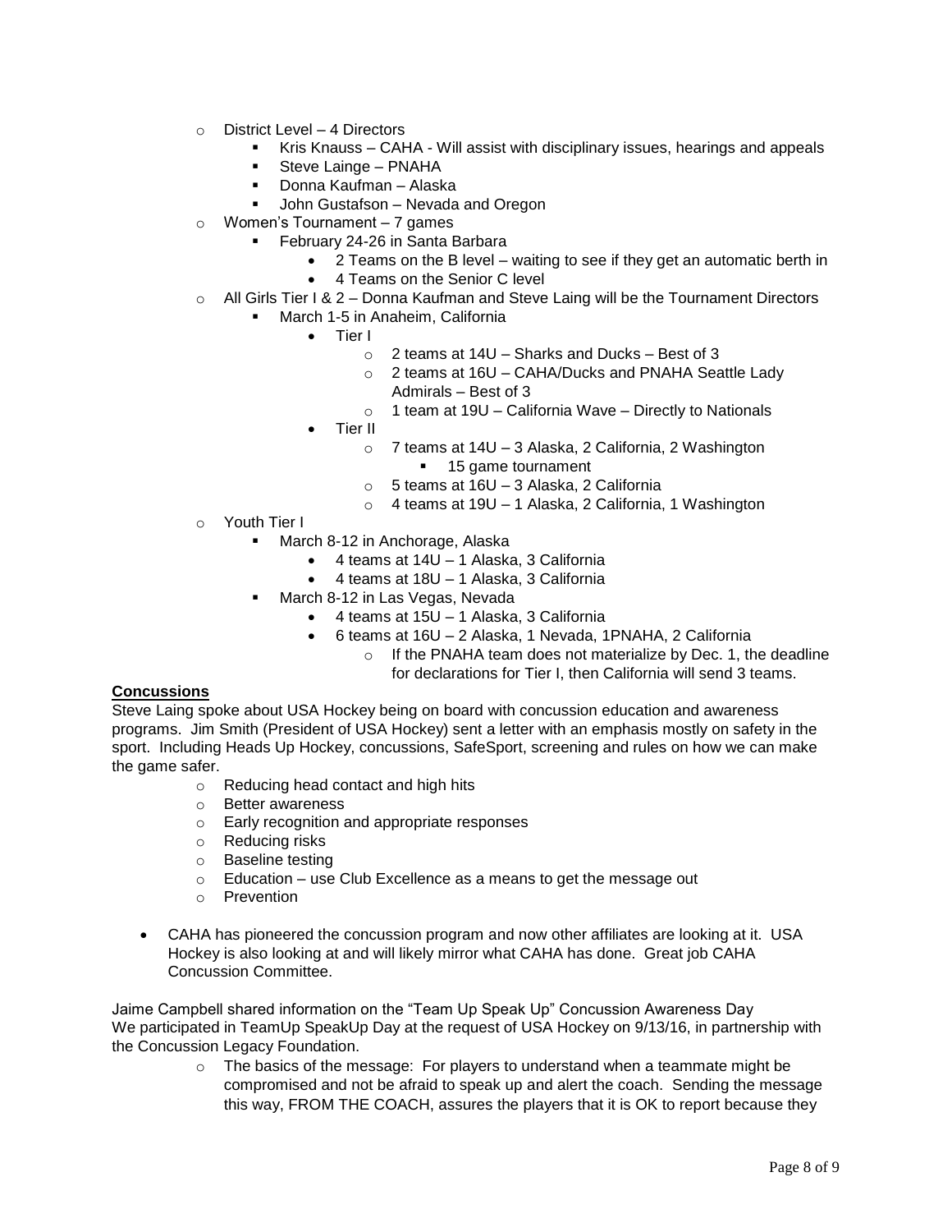- District Level – 4 Directors
  - Kris Knauss – CAHA - Will assist with disciplinary issues, hearings and appeals
  - Steve Lainge – PNAHA
  - Donna Kaufman – Alaska
  - John Gustafson – Nevada and Oregon
- Women's Tournament – 7 games
  - February 24-26 in Santa Barbara
    - 2 Teams on the B level – waiting to see if they get an automatic berth in
    - 4 Teams on the Senior C level
- All Girls Tier I & 2 – Donna Kaufman and Steve Laing will be the Tournament Directors
  - March 1-5 in Anaheim, California
    - Tier I
      - 2 teams at 14U – Sharks and Ducks – Best of 3
      - 2 teams at 16U – CAHA/Ducks and PNAHA Seattle Lady Admirals – Best of 3
      - 1 team at 19U – California Wave – Directly to Nationals
    - Tier II
      - 7 teams at 14U – 3 Alaska, 2 California, 2 Washington
        - 15 game tournament
      - 5 teams at 16U – 3 Alaska, 2 California
      - 4 teams at 19U – 1 Alaska, 2 California, 1 Washington
- Youth Tier I
  - March 8-12 in Anchorage, Alaska
    - 4 teams at 14U – 1 Alaska, 3 California
    - 4 teams at 18U – 1 Alaska, 3 California
  - March 8-12 in Las Vegas, Nevada
    - 4 teams at 15U – 1 Alaska, 3 California
    - 6 teams at 16U – 2 Alaska, 1 Nevada, 1PNAHA, 2 California
      - If the PNAHA team does not materialize by Dec. 1, the deadline for declarations for Tier I, then California will send 3 teams.

**Concussions**

Steve Laing spoke about USA Hockey being on board with concussion education and awareness programs. Jim Smith (President of USA Hockey) sent a letter with an emphasis mostly on safety in the sport. Including Heads Up Hockey, concussions, SafeSport, screening and rules on how we can make the game safer.

- Reducing head contact and high hits
- Better awareness
- Early recognition and appropriate responses
- Reducing risks
- Baseline testing
- Education – use Club Excellence as a means to get the message out
- Prevention

- CAHA has pioneered the concussion program and now other affiliates are looking at it. USA Hockey is also looking at and will likely mirror what CAHA has done. Great job CAHA Concussion Committee.

Jaime Campbell shared information on the "Team Up Speak Up" Concussion Awareness Day
We participated in TeamUp SpeakUp Day at the request of USA Hockey on 9/13/16, in partnership with the Concussion Legacy Foundation.

- The basics of the message: For players to understand when a teammate might be compromised and not be afraid to speak up and alert the coach. Sending the message this way, FROM THE COACH, assures the players that it is OK to report because they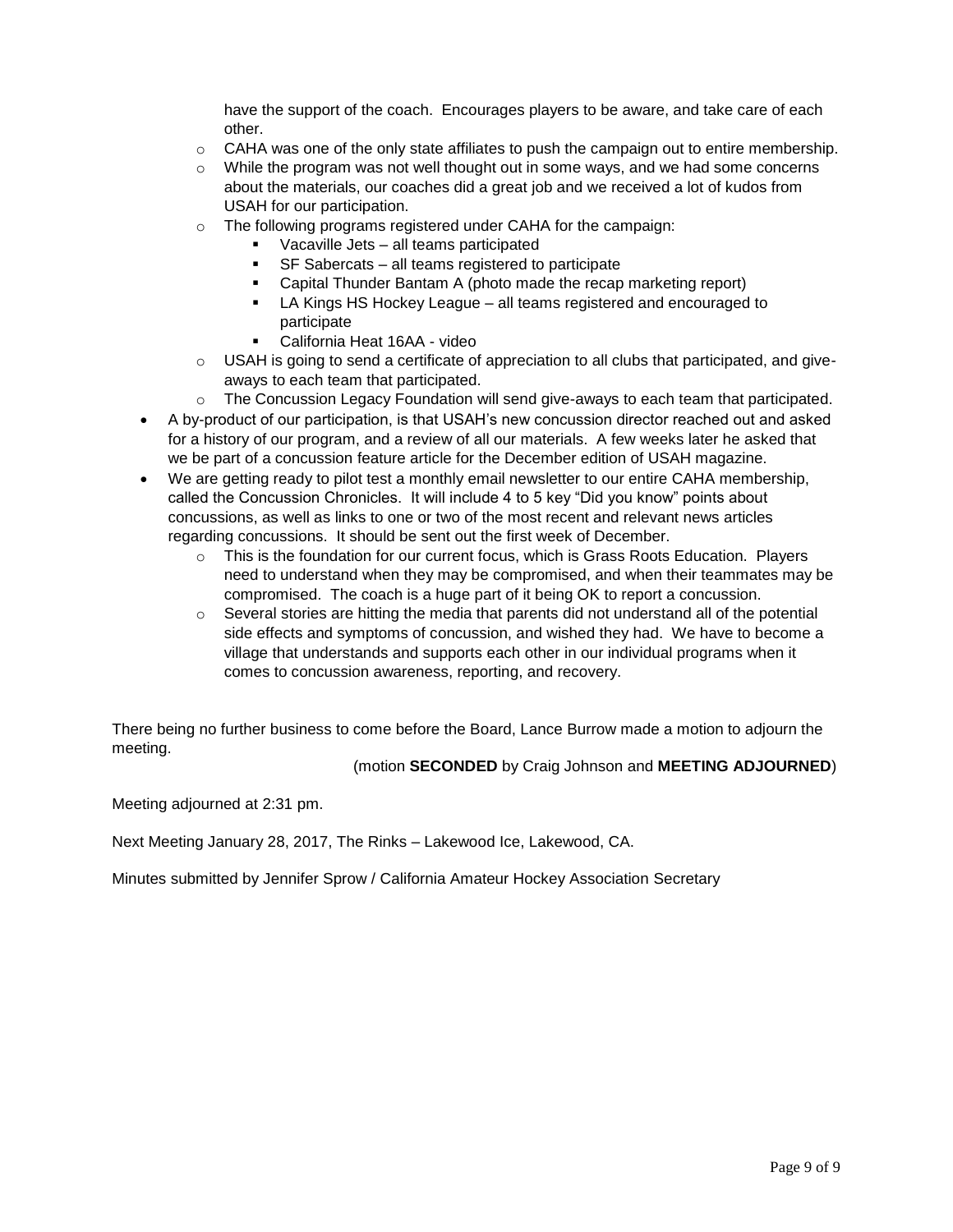have the support of the coach. Encourages players to be aware, and take care of each other.

        - CAHA was one of the only state affiliates to push the campaign out to entire membership.
        - While the program was not well thought out in some ways, and we had some concerns about the materials, our coaches did a great job and we received a lot of kudos from USAH for our participation.
        - The following programs registered under CAHA for the campaign:
            - Vacaville Jets – all teams participated
            - SF Sabercats – all teams registered to participate
            - Capital Thunder Bantam A (photo made the recap marketing report)
            - LA Kings HS Hockey League – all teams registered and encouraged to participate
            - California Heat 16AA - video
        - USAH is going to send a certificate of appreciation to all clubs that participated, and give-aways to each team that participated.
        - The Concussion Legacy Foundation will send give-aways to each team that participated.
- A by-product of our participation, is that USAH's new concussion director reached out and asked for a history of our program, and a review of all our materials. A few weeks later he asked that we be part of a concussion feature article for the December edition of USAH magazine.
- We are getting ready to pilot test a monthly email newsletter to our entire CAHA membership, called the Concussion Chronicles. It will include 4 to 5 key "Did you know" points about concussions, as well as links to one or two of the most recent and relevant news articles regarding concussions. It should be sent out the first week of December.
    - This is the foundation for our current focus, which is Grass Roots Education. Players need to understand when they may be compromised, and when their teammates may be compromised. The coach is a huge part of it being OK to report a concussion.
    - Several stories are hitting the media that parents did not understand all of the potential side effects and symptoms of concussion, and wished they had. We have to become a village that understands and supports each other in our individual programs when it comes to concussion awareness, reporting, and recovery.

There being no further business to come before the Board, Lance Burrow made a motion to adjourn the meeting.

(motion **SECONDED** by Craig Johnson and **MEETING ADJOURNED**)

Meeting adjourned at 2:31 pm.

Next Meeting January 28, 2017, The Rinks – Lakewood Ice, Lakewood, CA.

Minutes submitted by Jennifer Sprow / California Amateur Hockey Association Secretary